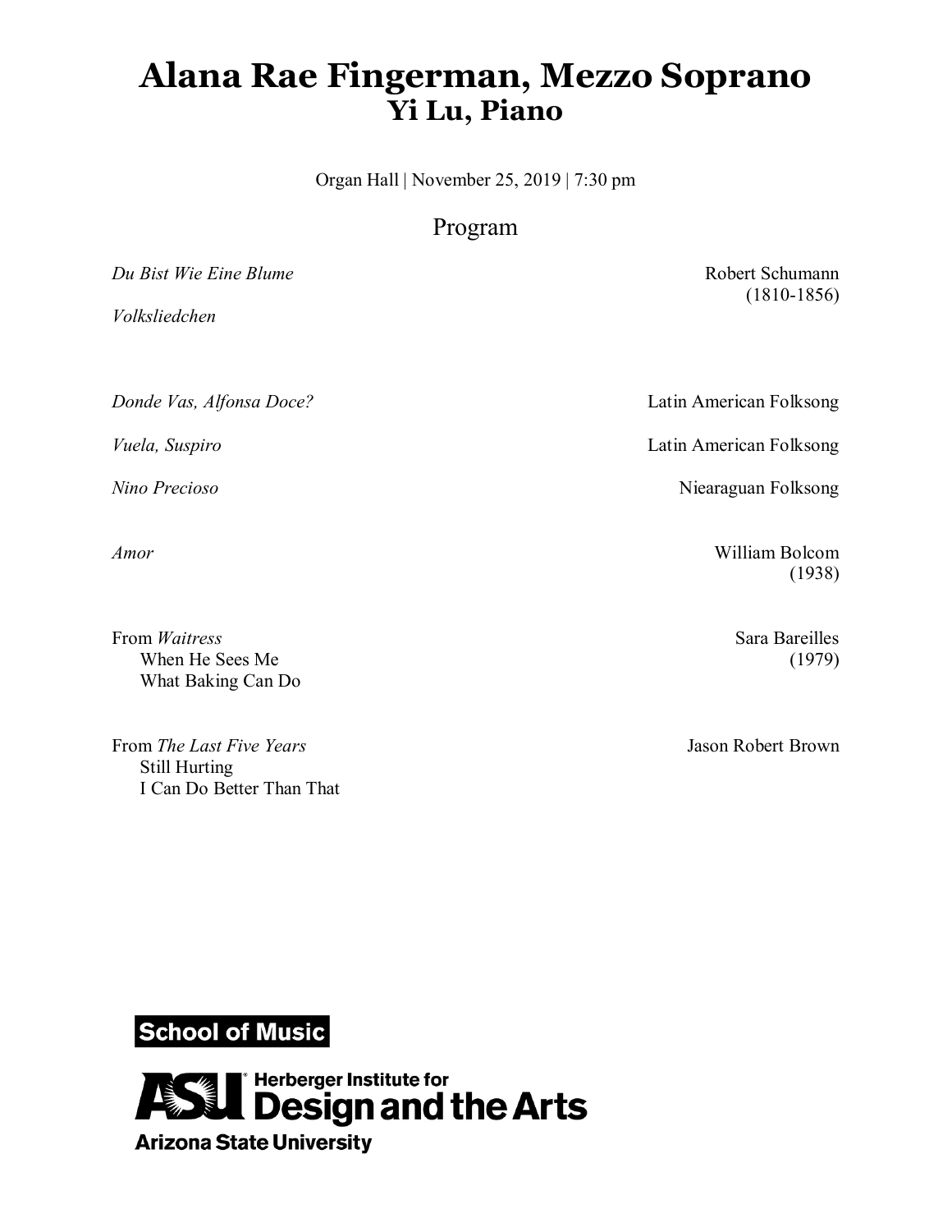# Alana Rae Fingerman, Mezzo Soprano
## Yi Lu, Piano

Organ Hall | November 25, 2019 | 7:30 pm

### Program

*Du Bist Wie Eine Blume* — Robert Schumann (1810-1856)

*Volksliedchen*

*Donde Vas, Alfonsa Doce?* — Latin American Folksong

*Vuela, Suspiro* — Latin American Folksong

*Nino Precioso* — Niearaguan Folksong

*Amor* — William Bolcom (1938)

From *Waitress* — Sara Bareilles (1979)
- When He Sees Me
- What Baking Can Do

From *The Last Five Years* — Jason Robert Brown
- Still Hurting
- I Can Do Better Than That

School of Music

ASU Herberger Institute for Design and the Arts

Arizona State University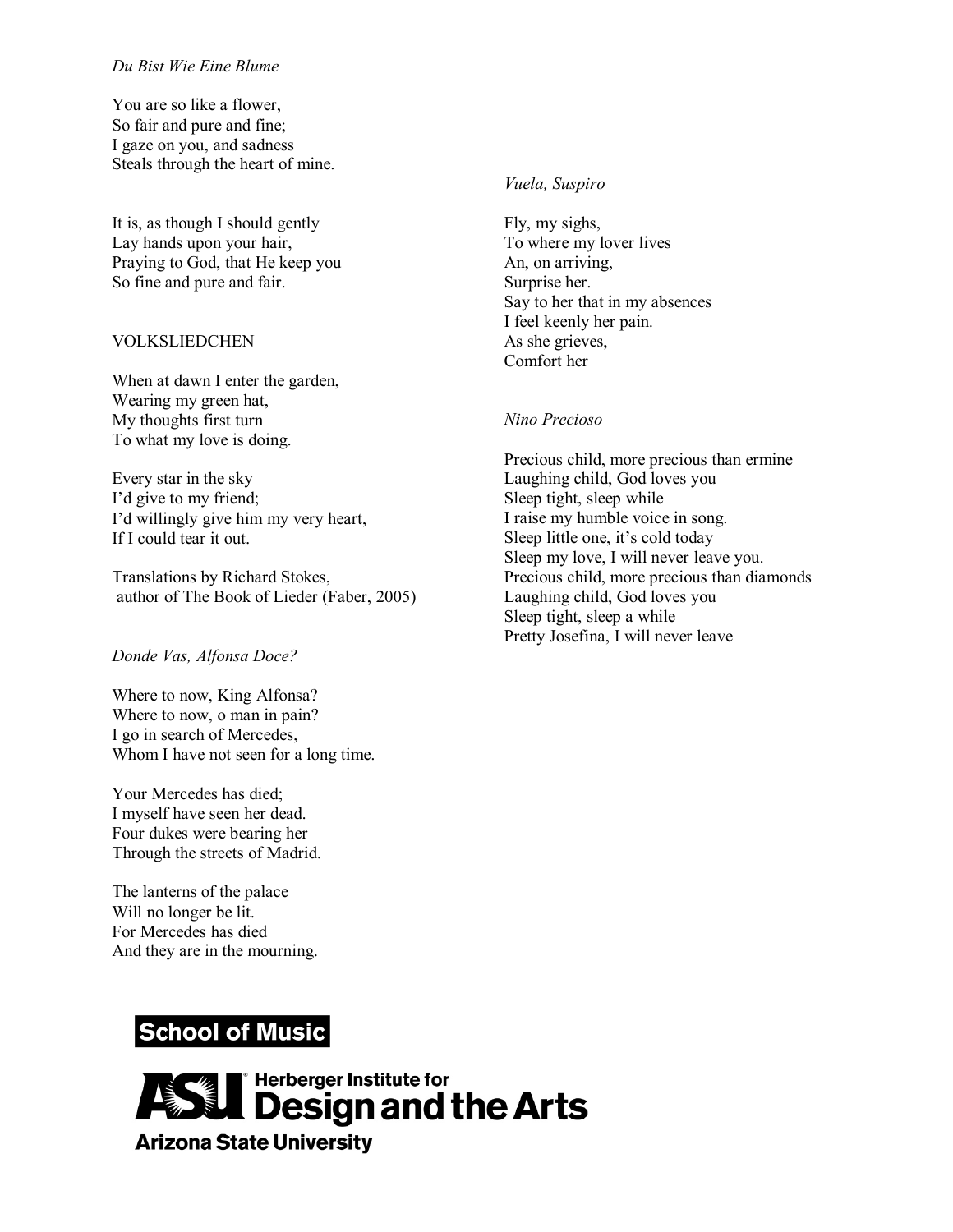*Du Bist Wie Eine Blume*

You are so like a flower,
So fair and pure and fine;
I gaze on you, and sadness
Steals through the heart of mine.

It is, as though I should gently
Lay hands upon your hair,
Praying to God, that He keep you
So fine and pure and fair.

VOLKSLIEDCHEN

When at dawn I enter the garden,
Wearing my green hat,
My thoughts first turn
To what my love is doing.

Every star in the sky
I'd give to my friend;
I'd willingly give him my very heart,
If I could tear it out.

Translations by Richard Stokes,
author of The Book of Lieder (Faber, 2005)

*Donde Vas, Alfonsa Doce?*

Where to now, King Alfonsa?
Where to now, o man in pain?
I go in search of Mercedes,
Whom I have not seen for a long time.

Your Mercedes has died;
I myself have seen her dead.
Four dukes were bearing her
Through the streets of Madrid.

The lanterns of the palace
Will no longer be lit.
For Mercedes has died
And they are in the mourning.

*Vuela, Suspiro*

Fly, my sighs,
To where my lover lives
An, on arriving,
Surprise her.
Say to her that in my absences
I feel keenly her pain.
As she grieves,
Comfort her

*Nino Precioso*

Precious child, more precious than ermine
Laughing child, God loves you
Sleep tight, sleep while
I raise my humble voice in song.
Sleep little one, it's cold today
Sleep my love, I will never leave you.
Precious child, more precious than diamonds
Laughing child, God loves you
Sleep tight, sleep a while
Pretty Josefina, I will never leave

**School of Music**

**ASU Herberger Institute for Design and the Arts**

**Arizona State University**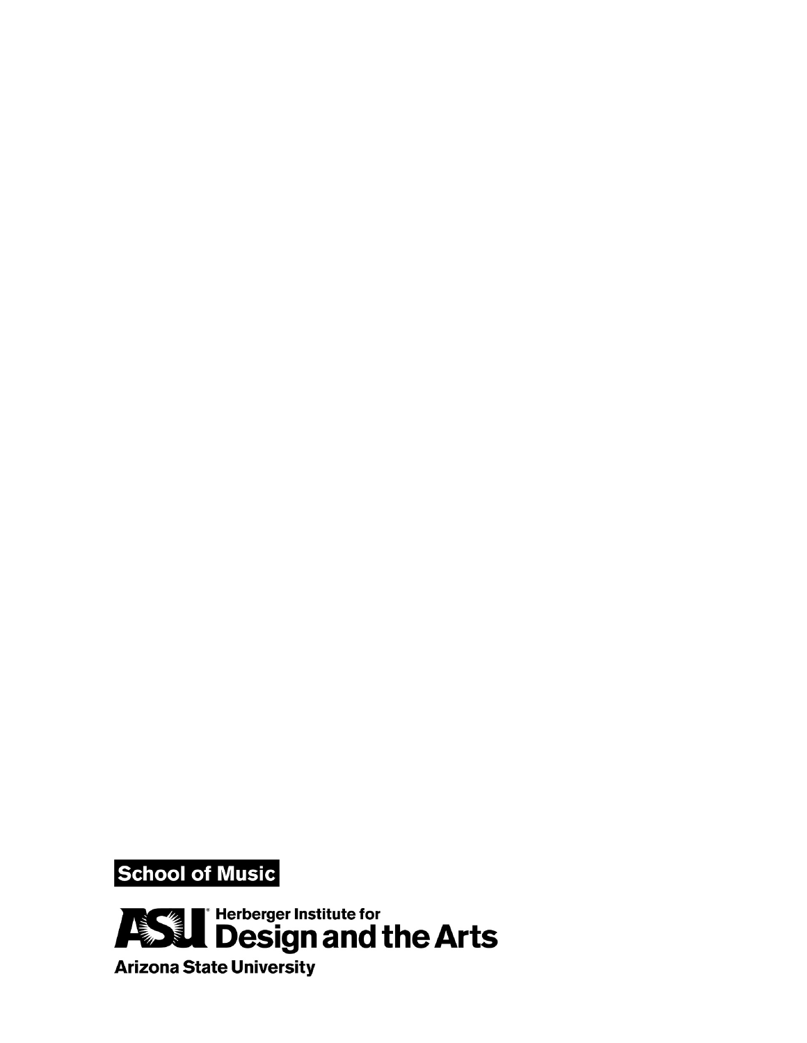**School of Music**

ASU Herberger Institute for Design and the Arts

Arizona State University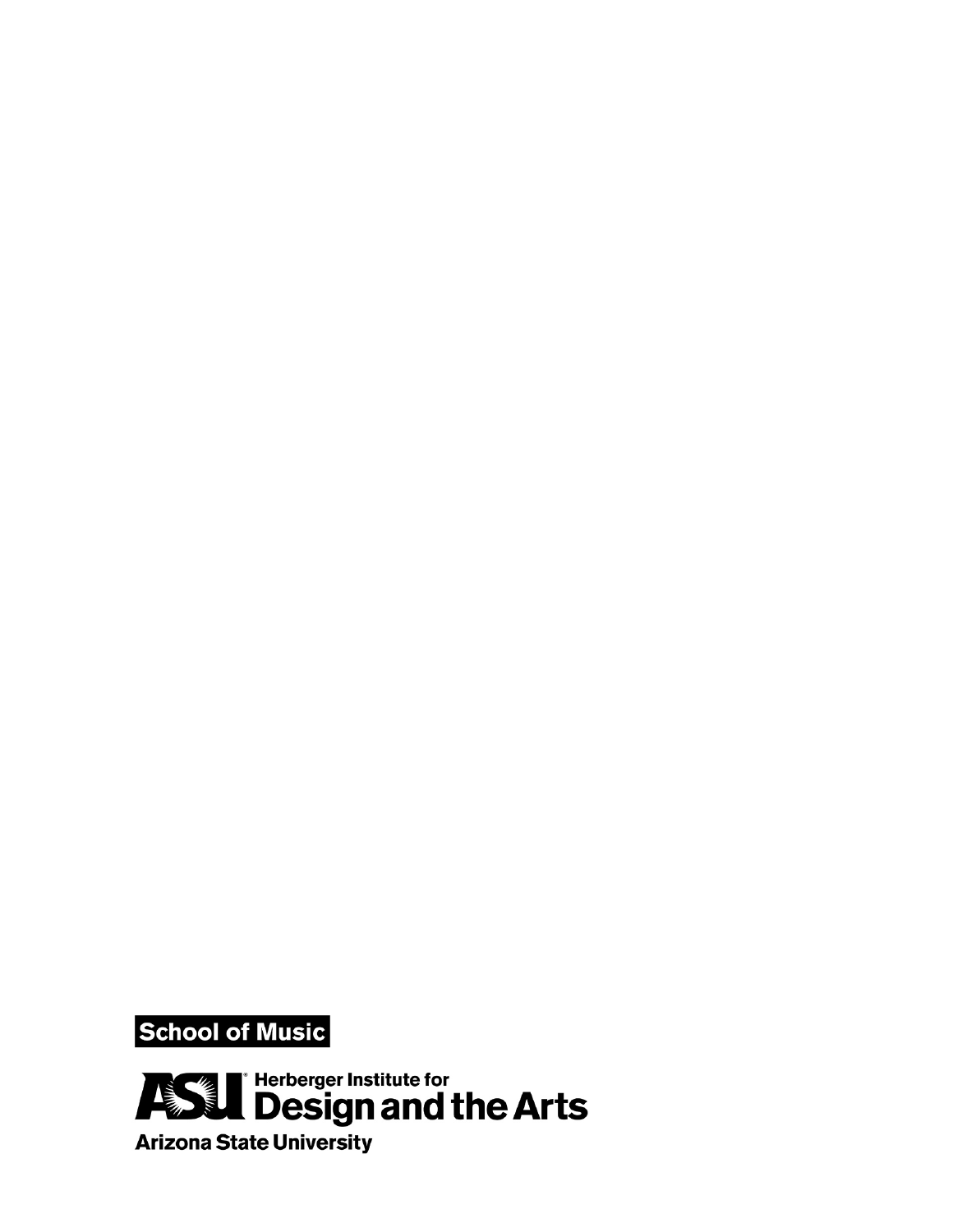School of Music

Herberger Institute for
Design and the Arts

Arizona State University